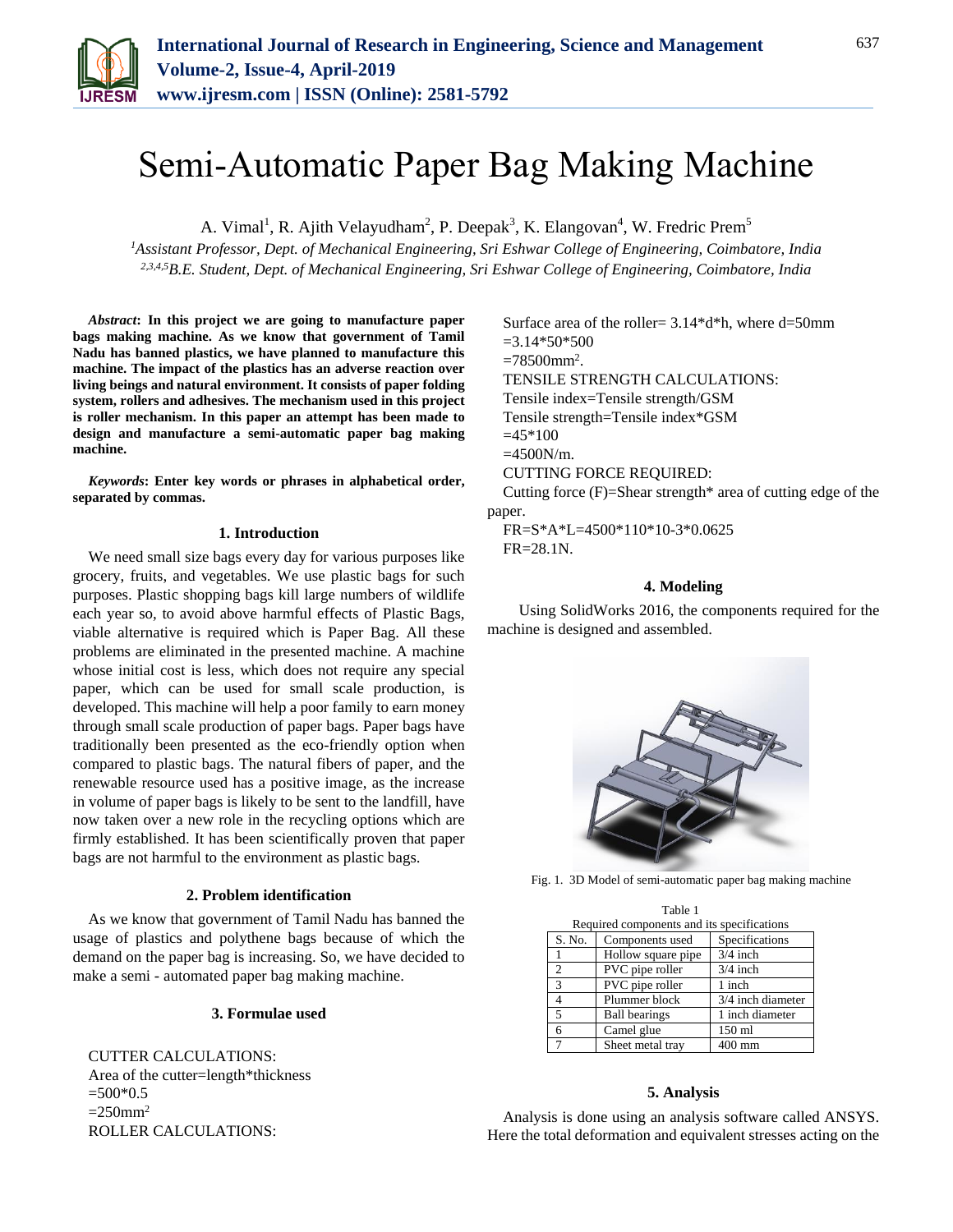# Semi-Automatic Paper Bag Making Machine

A. Vimal[1], R. Ajith Velayudham[2], P. Deepak[3], K. Elangovan[4], W. Fredric Prem[5]

[1]*Assistant Professor, Dept. of Mechanical Engineering, Sri Eshwar College of Engineering, Coimbatore, India*
[2,3,4,5]*B.E. Student, Dept. of Mechanical Engineering, Sri Eshwar College of Engineering, Coimbatore, India*

***Abstract*: In this project we are going to manufacture paper bags making machine. As we know that government of Tamil Nadu has banned plastics, we have planned to manufacture this machine. The impact of the plastics has an adverse reaction over living beings and natural environment. It consists of paper folding system, rollers and adhesives. The mechanism used in this project is roller mechanism. In this paper an attempt has been made to design and manufacture a semi-automatic paper bag making machine.**

***Keywords*: Enter key words or phrases in alphabetical order, separated by commas.**

## 1. Introduction

We need small size bags every day for various purposes like grocery, fruits, and vegetables. We use plastic bags for such purposes. Plastic shopping bags kill large numbers of wildlife each year so, to avoid above harmful effects of Plastic Bags, viable alternative is required which is Paper Bag. All these problems are eliminated in the presented machine. A machine whose initial cost is less, which does not require any special paper, which can be used for small scale production, is developed. This machine will help a poor family to earn money through small scale production of paper bags. Paper bags have traditionally been presented as the eco-friendly option when compared to plastic bags. The natural fibers of paper, and the renewable resource used has a positive image, as the increase in volume of paper bags is likely to be sent to the landfill, have now taken over a new role in the recycling options which are firmly established. It has been scientifically proven that paper bags are not harmful to the environment as plastic bags.

## 2. Problem identification

As we know that government of Tamil Nadu has banned the usage of plastics and polythene bags because of which the demand on the paper bag is increasing. So, we have decided to make a semi - automated paper bag making machine.

## 3. Formulae used

CUTTER CALCULATIONS:
Area of the cutter=length*thickness
=500*0.5
=250mm$^2$
ROLLER CALCULATIONS:
Surface area of the roller= 3.14*d*h, where d=50mm
=3.14*50*500
=78500mm$^2$.
TENSILE STRENGTH CALCULATIONS:
Tensile index=Tensile strength/GSM
Tensile strength=Tensile index*GSM
=45*100
=4500N/m.
CUTTING FORCE REQUIRED:
Cutting force (F)=Shear strength* area of cutting edge of the paper.
FR=S*A*L=4500*110*10-3*0.0625
FR=28.1N.

## 4. Modeling

Using SolidWorks 2016, the components required for the machine is designed and assembled.

Fig. 1. 3D Model of semi-automatic paper bag making machine

Table 1
Required components and its specifications

| S. No. | Components used | Specifications |
|---|---|---|
| 1 | Hollow square pipe | 3/4 inch |
| 2 | PVC pipe roller | 3/4 inch |
| 3 | PVC pipe roller | 1 inch |
| 4 | Plummer block | 3/4 inch diameter |
| 5 | Ball bearings | 1 inch diameter |
| 6 | Camel glue | 150 ml |
| 7 | Sheet metal tray | 400 mm |

## 5. Analysis

Analysis is done using an analysis software called ANSYS. Here the total deformation and equivalent stresses acting on the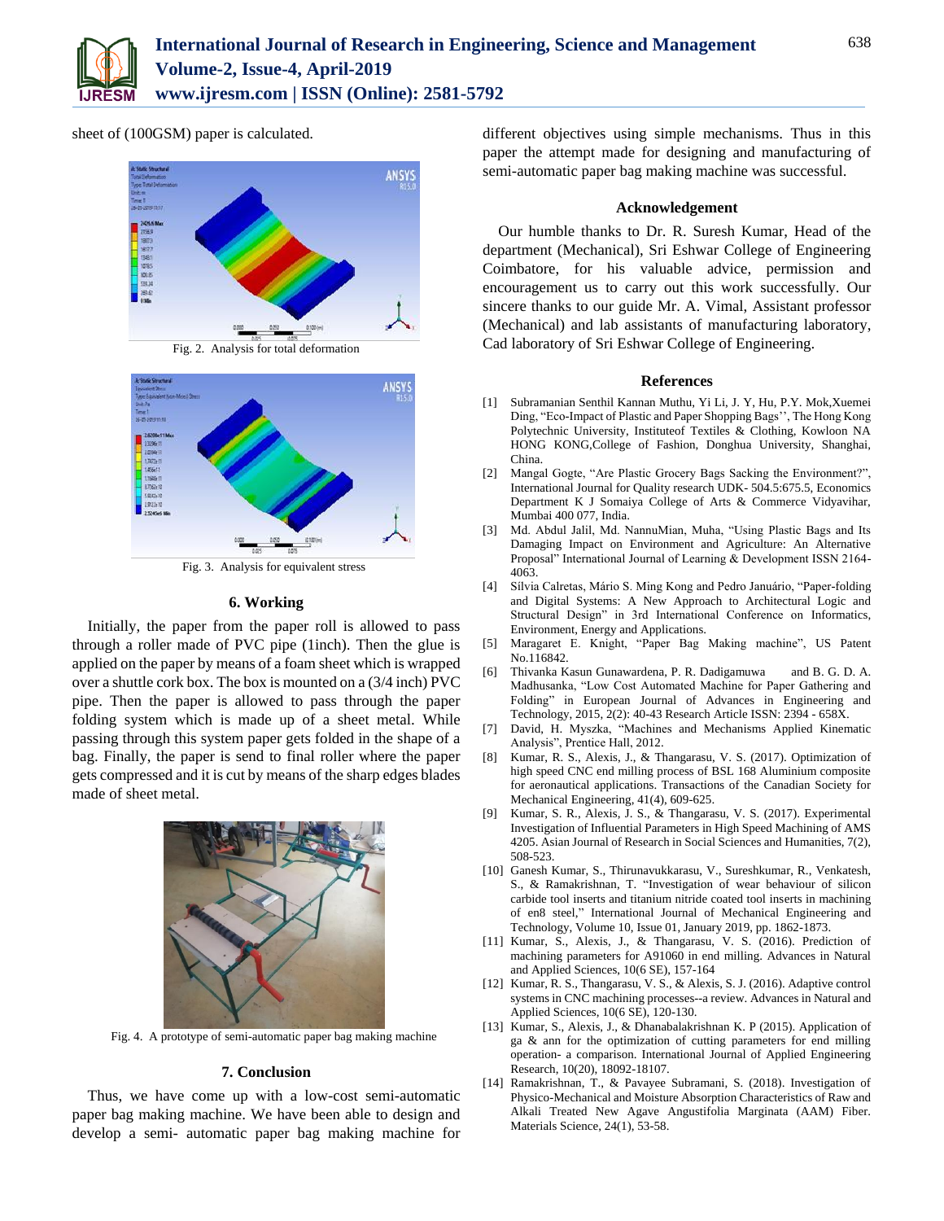sheet of (100GSM) paper is calculated.

Fig. 2. Analysis for total deformation

Fig. 3. Analysis for equivalent stress

### 6. Working

Initially, the paper from the paper roll is allowed to pass through a roller made of PVC pipe (1inch). Then the glue is applied on the paper by means of a foam sheet which is wrapped over a shuttle cork box. The box is mounted on a (3/4 inch) PVC pipe. Then the paper is allowed to pass through the paper folding system which is made up of a sheet metal. While passing through this system paper gets folded in the shape of a bag. Finally, the paper is send to final roller where the paper gets compressed and it is cut by means of the sharp edges blades made of sheet metal.

Fig. 4. A prototype of semi-automatic paper bag making machine

### 7. Conclusion

Thus, we have come up with a low-cost semi-automatic paper bag making machine. We have been able to design and develop a semi- automatic paper bag making machine for different objectives using simple mechanisms. Thus in this paper the attempt made for designing and manufacturing of semi-automatic paper bag making machine was successful.

### Acknowledgement

Our humble thanks to Dr. R. Suresh Kumar, Head of the department (Mechanical), Sri Eshwar College of Engineering Coimbatore, for his valuable advice, permission and encouragement us to carry out this work successfully. Our sincere thanks to our guide Mr. A. Vimal, Assistant professor (Mechanical) and lab assistants of manufacturing laboratory, Cad laboratory of Sri Eshwar College of Engineering.

### References

[1] Subramanian Senthil Kannan Muthu, Yi Li, J. Y, Hu, P.Y. Mok,Xuemei Ding, "Eco-Impact of Plastic and Paper Shopping Bags'', The Hong Kong Polytechnic University, Instituteof Textiles & Clothing, Kowloon NA HONG KONG,College of Fashion, Donghua University, Shanghai, China.

[2] Mangal Gogte, "Are Plastic Grocery Bags Sacking the Environment?", International Journal for Quality research UDK- 504.5:675.5, Economics Department K J Somaiya College of Arts & Commerce Vidyavihar, Mumbai 400 077, India.

[3] Md. Abdul Jalil, Md. NannuMian, Muha, "Using Plastic Bags and Its Damaging Impact on Environment and Agriculture: An Alternative Proposal" International Journal of Learning & Development ISSN 2164-4063.

[4] Sílvia Calretas, Mário S. Ming Kong and Pedro Januário, "Paper-folding and Digital Systems: A New Approach to Architectural Logic and Structural Design" in 3rd International Conference on Informatics, Environment, Energy and Applications.

[5] Maragaret E. Knight, "Paper Bag Making machine", US Patent No.116842.

[6] Thivanka Kasun Gunawardena, P. R. Dadigamuwa and B. G. D. A. Madhusanka, "Low Cost Automated Machine for Paper Gathering and Folding" in European Journal of Advances in Engineering and Technology, 2015, 2(2): 40-43 Research Article ISSN: 2394 - 658X.

[7] David, H. Myszka, "Machines and Mechanisms Applied Kinematic Analysis", Prentice Hall, 2012.

[8] Kumar, R. S., Alexis, J., & Thangarasu, V. S. (2017). Optimization of high speed CNC end milling process of BSL 168 Aluminium composite for aeronautical applications. Transactions of the Canadian Society for Mechanical Engineering, 41(4), 609-625.

[9] Kumar, S. R., Alexis, J. S., & Thangarasu, V. S. (2017). Experimental Investigation of Influential Parameters in High Speed Machining of AMS 4205. Asian Journal of Research in Social Sciences and Humanities, 7(2), 508-523.

[10] Ganesh Kumar, S., Thirunavukkarasu, V., Sureshkumar, R., Venkatesh, S., & Ramakrishnan, T. "Investigation of wear behaviour of silicon carbide tool inserts and titanium nitride coated tool inserts in machining of en8 steel," International Journal of Mechanical Engineering and Technology, Volume 10, Issue 01, January 2019, pp. 1862-1873.

[11] Kumar, S., Alexis, J., & Thangarasu, V. S. (2016). Prediction of machining parameters for A91060 in end milling. Advances in Natural and Applied Sciences, 10(6 SE), 157-164

[12] Kumar, R. S., Thangarasu, V. S., & Alexis, S. J. (2016). Adaptive control systems in CNC machining processes--a review. Advances in Natural and Applied Sciences, 10(6 SE), 120-130.

[13] Kumar, S., Alexis, J., & Dhanabalakrishnan K. P (2015). Application of ga & ann for the optimization of cutting parameters for end milling operation- a comparison. International Journal of Applied Engineering Research, 10(20), 18092-18107.

[14] Ramakrishnan, T., & Pavayee Subramani, S. (2018). Investigation of Physico-Mechanical and Moisture Absorption Characteristics of Raw and Alkali Treated New Agave Angustifolia Marginata (AAM) Fiber. Materials Science, 24(1), 53-58.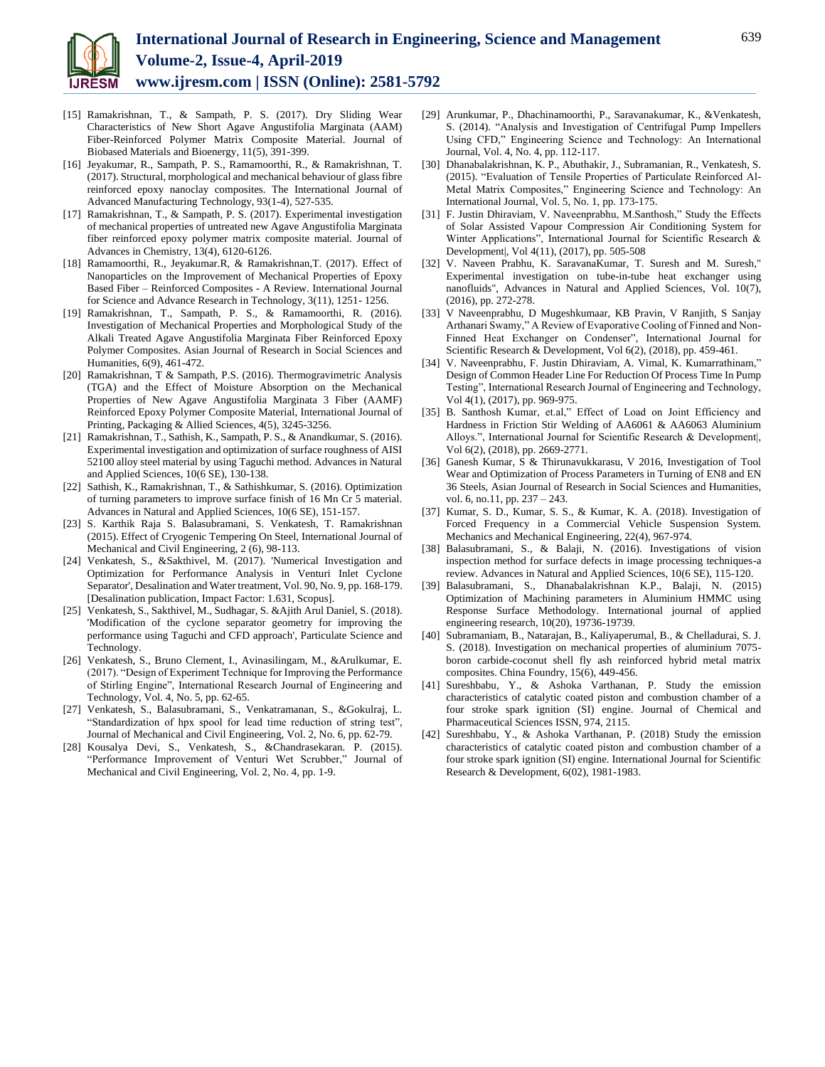[15] Ramakrishnan, T., & Sampath, P. S. (2017). Dry Sliding Wear Characteristics of New Short Agave Angustifolia Marginata (AAM) Fiber-Reinforced Polymer Matrix Composite Material. Journal of Biobased Materials and Bioenergy, 11(5), 391-399.

[16] Jeyakumar, R., Sampath, P. S., Ramamoorthi, R., & Ramakrishnan, T. (2017). Structural, morphological and mechanical behaviour of glass fibre reinforced epoxy nanoclay composites. The International Journal of Advanced Manufacturing Technology, 93(1-4), 527-535.

[17] Ramakrishnan, T., & Sampath, P. S. (2017). Experimental investigation of mechanical properties of untreated new Agave Angustifolia Marginata fiber reinforced epoxy polymer matrix composite material. Journal of Advances in Chemistry, 13(4), 6120-6126.

[18] Ramamoorthi, R., Jeyakumar.R, & Ramakrishnan,T. (2017). Effect of Nanoparticles on the Improvement of Mechanical Properties of Epoxy Based Fiber – Reinforced Composites - A Review. International Journal for Science and Advance Research in Technology, 3(11), 1251- 1256.

[19] Ramakrishnan, T., Sampath, P. S., & Ramamoorthi, R. (2016). Investigation of Mechanical Properties and Morphological Study of the Alkali Treated Agave Angustifolia Marginata Fiber Reinforced Epoxy Polymer Composites. Asian Journal of Research in Social Sciences and Humanities, 6(9), 461-472.

[20] Ramakrishnan, T & Sampath, P.S. (2016). Thermogravimetric Analysis (TGA) and the Effect of Moisture Absorption on the Mechanical Properties of New Agave Angustifolia Marginata 3 Fiber (AAMF) Reinforced Epoxy Polymer Composite Material, International Journal of Printing, Packaging & Allied Sciences, 4(5), 3245-3256.

[21] Ramakrishnan, T., Sathish, K., Sampath, P. S., & Anandkumar, S. (2016). Experimental investigation and optimization of surface roughness of AISI 52100 alloy steel material by using Taguchi method. Advances in Natural and Applied Sciences, 10(6 SE), 130-138.

[22] Sathish, K., Ramakrishnan, T., & Sathishkumar, S. (2016). Optimization of turning parameters to improve surface finish of 16 Mn Cr 5 material. Advances in Natural and Applied Sciences, 10(6 SE), 151-157.

[23] S. Karthik Raja S. Balasubramani, S. Venkatesh, T. Ramakrishnan (2015). Effect of Cryogenic Tempering On Steel, International Journal of Mechanical and Civil Engineering, 2 (6), 98-113.

[24] Venkatesh, S., &Sakthivel, M. (2017). 'Numerical Investigation and Optimization for Performance Analysis in Venturi Inlet Cyclone Separator', Desalination and Water treatment, Vol. 90, No. 9, pp. 168-179. [Desalination publication, Impact Factor: 1.631, Scopus].

[25] Venkatesh, S., Sakthivel, M., Sudhagar, S. &Ajith Arul Daniel, S. (2018). 'Modification of the cyclone separator geometry for improving the performance using Taguchi and CFD approach', Particulate Science and Technology.

[26] Venkatesh, S., Bruno Clement, I., Avinasilingam, M., &Arulkumar, E. (2017). "Design of Experiment Technique for Improving the Performance of Stirling Engine", International Research Journal of Engineering and Technology, Vol. 4, No. 5, pp. 62-65.

[27] Venkatesh, S., Balasubramani, S., Venkatramanan, S., &Gokulraj, L. "Standardization of hpx spool for lead time reduction of string test", Journal of Mechanical and Civil Engineering, Vol. 2, No. 6, pp. 62-79.

[28] Kousalya Devi, S., Venkatesh, S., &Chandrasekaran. P. (2015). "Performance Improvement of Venturi Wet Scrubber," Journal of Mechanical and Civil Engineering, Vol. 2, No. 4, pp. 1-9.

[29] Arunkumar, P., Dhachinamoorthi, P., Saravanakumar, K., &Venkatesh, S. (2014). "Analysis and Investigation of Centrifugal Pump Impellers Using CFD," Engineering Science and Technology: An International Journal, Vol. 4, No. 4, pp. 112-117.

[30] Dhanabalakrishnan, K. P., Abuthakir, J., Subramanian, R., Venkatesh, S. (2015). "Evaluation of Tensile Properties of Particulate Reinforced Al-Metal Matrix Composites," Engineering Science and Technology: An International Journal, Vol. 5, No. 1, pp. 173-175.

[31] F. Justin Dhiraviam, V. Naveenprabhu, M.Santhosh," Study the Effects of Solar Assisted Vapour Compression Air Conditioning System for Winter Applications", International Journal for Scientific Research & Development|, Vol 4(11), (2017), pp. 505-508

[32] V. Naveen Prabhu, K. SaravanaKumar, T. Suresh and M. Suresh," Experimental investigation on tube-in-tube heat exchanger using nanofluids", Advances in Natural and Applied Sciences, Vol. 10(7), (2016), pp. 272-278.

[33] V Naveenprabhu, D Mugeshkumaar, KB Pravin, V Ranjith, S Sanjay Arthanari Swamy," A Review of Evaporative Cooling of Finned and Non-Finned Heat Exchanger on Condenser", International Journal for Scientific Research & Development, Vol 6(2), (2018), pp. 459-461.

[34] V. Naveenprabhu, F. Justin Dhiraviam, A. Vimal, K. Kumarrathinam," Design of Common Header Line For Reduction Of Process Time In Pump Testing", International Research Journal of Engineering and Technology, Vol 4(1), (2017), pp. 969-975.

[35] B. Santhosh Kumar, et.al," Effect of Load on Joint Efficiency and Hardness in Friction Stir Welding of AA6061 & AA6063 Aluminium Alloys.", International Journal for Scientific Research & Development|, Vol 6(2), (2018), pp. 2669-2771.

[36] Ganesh Kumar, S & Thirunavukkarasu, V 2016, Investigation of Tool Wear and Optimization of Process Parameters in Turning of EN8 and EN 36 Steels, Asian Journal of Research in Social Sciences and Humanities, vol. 6, no.11, pp. 237 – 243.

[37] Kumar, S. D., Kumar, S. S., & Kumar, K. A. (2018). Investigation of Forced Frequency in a Commercial Vehicle Suspension System. Mechanics and Mechanical Engineering, 22(4), 967-974.

[38] Balasubramani, S., & Balaji, N. (2016). Investigations of vision inspection method for surface defects in image processing techniques-a review. Advances in Natural and Applied Sciences, 10(6 SE), 115-120.

[39] Balasubramani, S., Dhanabalakrishnan K.P., Balaji, N. (2015) Optimization of Machining parameters in Aluminium HMMC using Response Surface Methodology. International journal of applied engineering research, 10(20), 19736-19739.

[40] Subramaniam, B., Natarajan, B., Kaliyaperumal, B., & Chelladurai, S. J. S. (2018). Investigation on mechanical properties of aluminium 7075-boron carbide-coconut shell fly ash reinforced hybrid metal matrix composites. China Foundry, 15(6), 449-456.

[41] Sureshbabu, Y., & Ashoka Varthanan, P. Study the emission characteristics of catalytic coated piston and combustion chamber of a four stroke spark ignition (SI) engine. Journal of Chemical and Pharmaceutical Sciences ISSN, 974, 2115.

[42] Sureshbabu, Y., & Ashoka Varthanan, P. (2018) Study the emission characteristics of catalytic coated piston and combustion chamber of a four stroke spark ignition (SI) engine. International Journal for Scientific Research & Development, 6(02), 1981-1983.